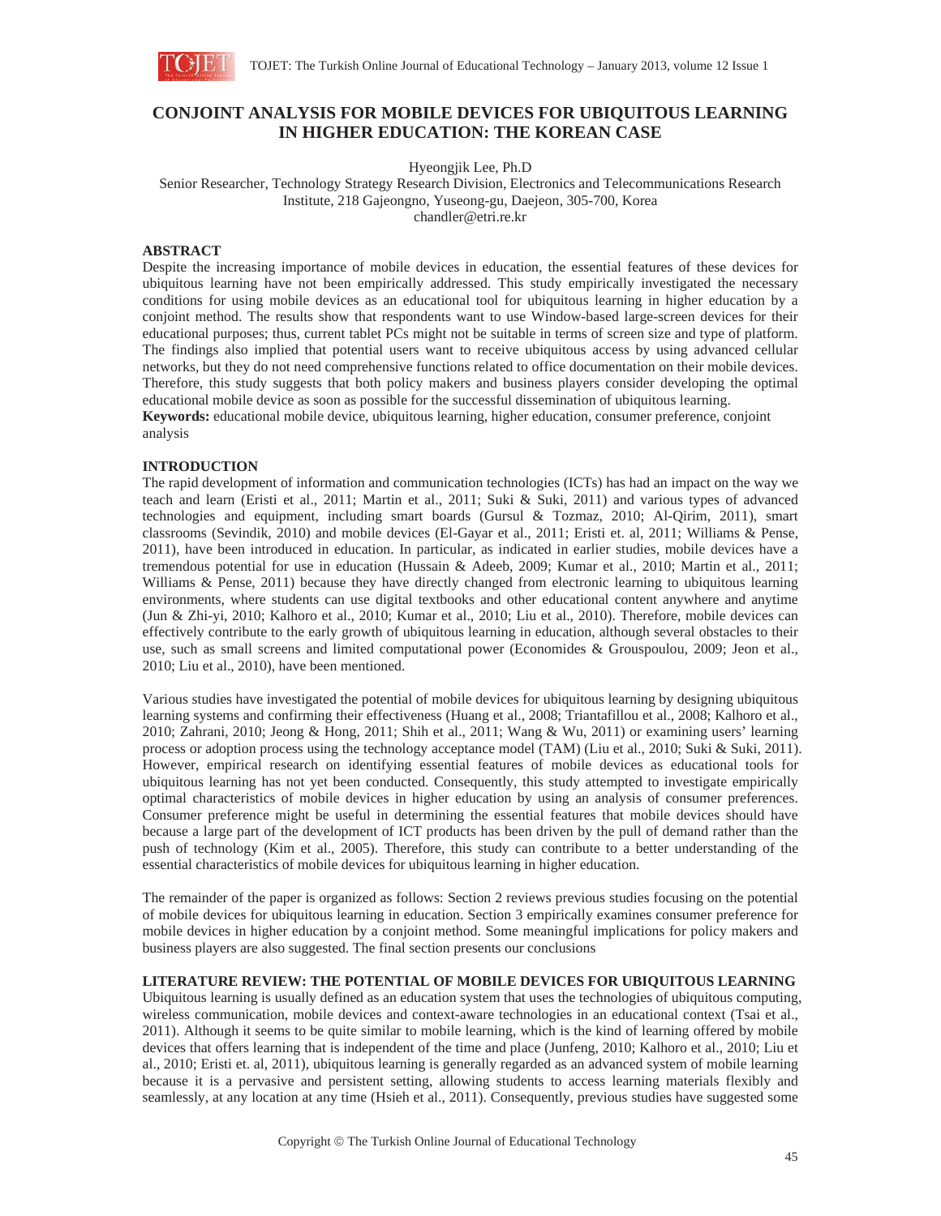# CONJOINT ANALYSIS FOR MOBILE DEVICES FOR UBIQUITOUS LEARNING IN HIGHER EDUCATION: THE KOREAN CASE

Hyeongjik Lee, Ph.D

Senior Researcher, Technology Strategy Research Division, Electronics and Telecommunications Research Institute, 218 Gajeongno, Yuseong-gu, Daejeon, 305-700, Korea

chandler@etri.re.kr

## ABSTRACT

Despite the increasing importance of mobile devices in education, the essential features of these devices for ubiquitous learning have not been empirically addressed. This study empirically investigated the necessary conditions for using mobile devices as an educational tool for ubiquitous learning in higher education by a conjoint method. The results show that respondents want to use Window-based large-screen devices for their educational purposes; thus, current tablet PCs might not be suitable in terms of screen size and type of platform. The findings also implied that potential users want to receive ubiquitous access by using advanced cellular networks, but they do not need comprehensive functions related to office documentation on their mobile devices. Therefore, this study suggests that both policy makers and business players consider developing the optimal educational mobile device as soon as possible for the successful dissemination of ubiquitous learning.

**Keywords:** educational mobile device, ubiquitous learning, higher education, consumer preference, conjoint analysis

## INTRODUCTION

The rapid development of information and communication technologies (ICTs) has had an impact on the way we teach and learn (Eristi et al., 2011; Martin et al., 2011; Suki & Suki, 2011) and various types of advanced technologies and equipment, including smart boards (Gursul & Tozmaz, 2010; Al-Qirim, 2011), smart classrooms (Sevindik, 2010) and mobile devices (El-Gayar et al., 2011; Eristi et. al, 2011; Williams & Pense, 2011), have been introduced in education. In particular, as indicated in earlier studies, mobile devices have a tremendous potential for use in education (Hussain & Adeeb, 2009; Kumar et al., 2010; Martin et al., 2011; Williams & Pense, 2011) because they have directly changed from electronic learning to ubiquitous learning environments, where students can use digital textbooks and other educational content anywhere and anytime (Jun & Zhi-yi, 2010; Kalhoro et al., 2010; Kumar et al., 2010; Liu et al., 2010). Therefore, mobile devices can effectively contribute to the early growth of ubiquitous learning in education, although several obstacles to their use, such as small screens and limited computational power (Economides & Grouspoulou, 2009; Jeon et al., 2010; Liu et al., 2010), have been mentioned.

Various studies have investigated the potential of mobile devices for ubiquitous learning by designing ubiquitous learning systems and confirming their effectiveness (Huang et al., 2008; Triantafillou et al., 2008; Kalhoro et al., 2010; Zahrani, 2010; Jeong & Hong, 2011; Shih et al., 2011; Wang & Wu, 2011) or examining users' learning process or adoption process using the technology acceptance model (TAM) (Liu et al., 2010; Suki & Suki, 2011). However, empirical research on identifying essential features of mobile devices as educational tools for ubiquitous learning has not yet been conducted. Consequently, this study attempted to investigate empirically optimal characteristics of mobile devices in higher education by using an analysis of consumer preferences. Consumer preference might be useful in determining the essential features that mobile devices should have because a large part of the development of ICT products has been driven by the pull of demand rather than the push of technology (Kim et al., 2005). Therefore, this study can contribute to a better understanding of the essential characteristics of mobile devices for ubiquitous learning in higher education.

The remainder of the paper is organized as follows: Section 2 reviews previous studies focusing on the potential of mobile devices for ubiquitous learning in education. Section 3 empirically examines consumer preference for mobile devices in higher education by a conjoint method. Some meaningful implications for policy makers and business players are also suggested. The final section presents our conclusions

## LITERATURE REVIEW: THE POTENTIAL OF MOBILE DEVICES FOR UBIQUITOUS LEARNING

Ubiquitous learning is usually defined as an education system that uses the technologies of ubiquitous computing, wireless communication, mobile devices and context-aware technologies in an educational context (Tsai et al., 2011). Although it seems to be quite similar to mobile learning, which is the kind of learning offered by mobile devices that offers learning that is independent of the time and place (Junfeng, 2010; Kalhoro et al., 2010; Liu et al., 2010; Eristi et. al, 2011), ubiquitous learning is generally regarded as an advanced system of mobile learning because it is a pervasive and persistent setting, allowing students to access learning materials flexibly and seamlessly, at any location at any time (Hsieh et al., 2011). Consequently, previous studies have suggested some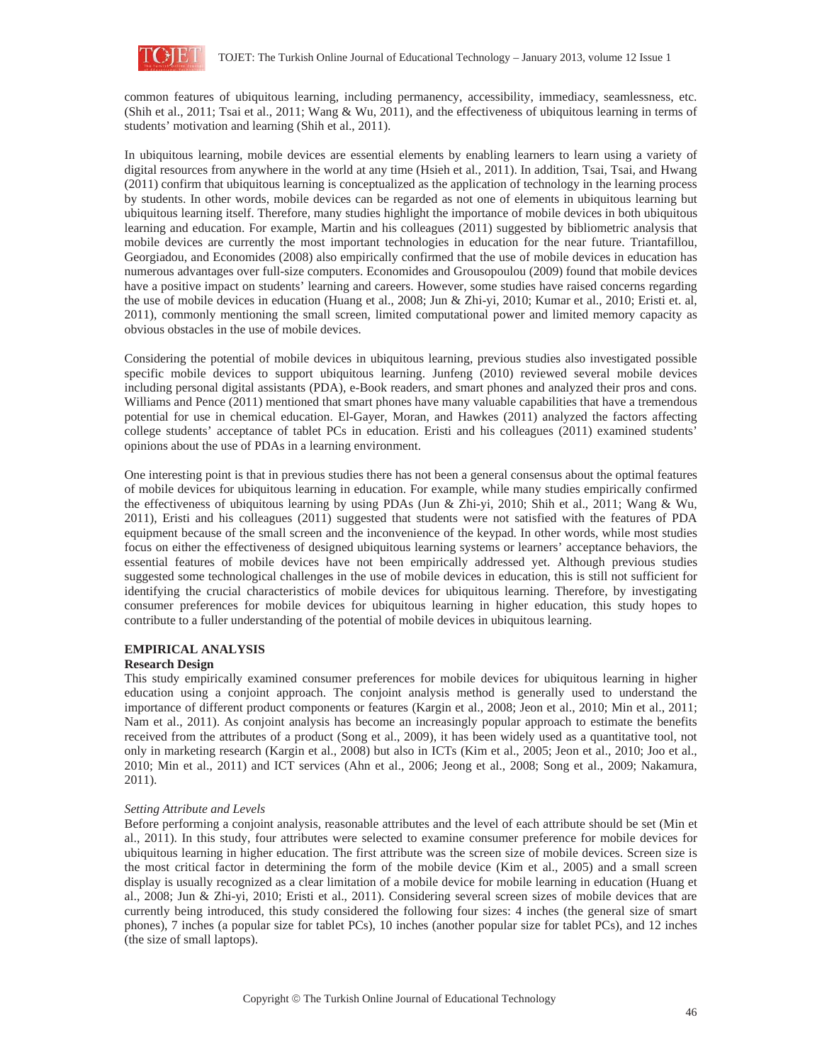common features of ubiquitous learning, including permanency, accessibility, immediacy, seamlessness, etc. (Shih et al., 2011; Tsai et al., 2011; Wang & Wu, 2011), and the effectiveness of ubiquitous learning in terms of students' motivation and learning (Shih et al., 2011).

In ubiquitous learning, mobile devices are essential elements by enabling learners to learn using a variety of digital resources from anywhere in the world at any time (Hsieh et al., 2011). In addition, Tsai, Tsai, and Hwang (2011) confirm that ubiquitous learning is conceptualized as the application of technology in the learning process by students. In other words, mobile devices can be regarded as not one of elements in ubiquitous learning but ubiquitous learning itself. Therefore, many studies highlight the importance of mobile devices in both ubiquitous learning and education. For example, Martin and his colleagues (2011) suggested by bibliometric analysis that mobile devices are currently the most important technologies in education for the near future. Triantafillou, Georgiadou, and Economides (2008) also empirically confirmed that the use of mobile devices in education has numerous advantages over full-size computers. Economides and Grousopoulou (2009) found that mobile devices have a positive impact on students' learning and careers. However, some studies have raised concerns regarding the use of mobile devices in education (Huang et al., 2008; Jun & Zhi-yi, 2010; Kumar et al., 2010; Eristi et. al, 2011), commonly mentioning the small screen, limited computational power and limited memory capacity as obvious obstacles in the use of mobile devices.

Considering the potential of mobile devices in ubiquitous learning, previous studies also investigated possible specific mobile devices to support ubiquitous learning. Junfeng (2010) reviewed several mobile devices including personal digital assistants (PDA), e-Book readers, and smart phones and analyzed their pros and cons. Williams and Pence (2011) mentioned that smart phones have many valuable capabilities that have a tremendous potential for use in chemical education. El-Gayer, Moran, and Hawkes (2011) analyzed the factors affecting college students' acceptance of tablet PCs in education. Eristi and his colleagues (2011) examined students' opinions about the use of PDAs in a learning environment.

One interesting point is that in previous studies there has not been a general consensus about the optimal features of mobile devices for ubiquitous learning in education. For example, while many studies empirically confirmed the effectiveness of ubiquitous learning by using PDAs (Jun & Zhi-yi, 2010; Shih et al., 2011; Wang & Wu, 2011), Eristi and his colleagues (2011) suggested that students were not satisfied with the features of PDA equipment because of the small screen and the inconvenience of the keypad. In other words, while most studies focus on either the effectiveness of designed ubiquitous learning systems or learners' acceptance behaviors, the essential features of mobile devices have not been empirically addressed yet. Although previous studies suggested some technological challenges in the use of mobile devices in education, this is still not sufficient for identifying the crucial characteristics of mobile devices for ubiquitous learning. Therefore, by investigating consumer preferences for mobile devices for ubiquitous learning in higher education, this study hopes to contribute to a fuller understanding of the potential of mobile devices in ubiquitous learning.

## EMPIRICAL ANALYSIS

### Research Design

This study empirically examined consumer preferences for mobile devices for ubiquitous learning in higher education using a conjoint approach. The conjoint analysis method is generally used to understand the importance of different product components or features (Kargin et al., 2008; Jeon et al., 2010; Min et al., 2011; Nam et al., 2011). As conjoint analysis has become an increasingly popular approach to estimate the benefits received from the attributes of a product (Song et al., 2009), it has been widely used as a quantitative tool, not only in marketing research (Kargin et al., 2008) but also in ICTs (Kim et al., 2005; Jeon et al., 2010; Joo et al., 2010; Min et al., 2011) and ICT services (Ahn et al., 2006; Jeong et al., 2008; Song et al., 2009; Nakamura, 2011).

#### *Setting Attribute and Levels*

Before performing a conjoint analysis, reasonable attributes and the level of each attribute should be set (Min et al., 2011). In this study, four attributes were selected to examine consumer preference for mobile devices for ubiquitous learning in higher education. The first attribute was the screen size of mobile devices. Screen size is the most critical factor in determining the form of the mobile device (Kim et al., 2005) and a small screen display is usually recognized as a clear limitation of a mobile device for mobile learning in education (Huang et al., 2008; Jun & Zhi-yi, 2010; Eristi et al., 2011). Considering several screen sizes of mobile devices that are currently being introduced, this study considered the following four sizes: 4 inches (the general size of smart phones), 7 inches (a popular size for tablet PCs), 10 inches (another popular size for tablet PCs), and 12 inches (the size of small laptops).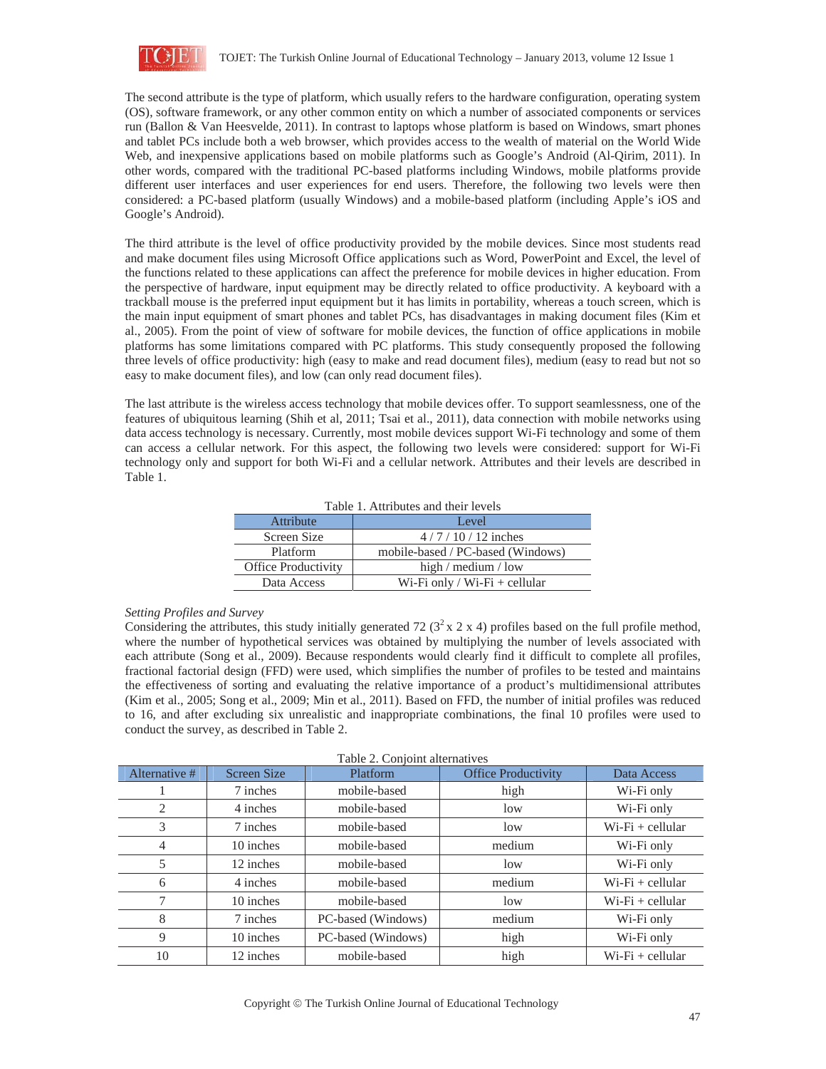The second attribute is the type of platform, which usually refers to the hardware configuration, operating system (OS), software framework, or any other common entity on which a number of associated components or services run (Ballon & Van Heesvelde, 2011). In contrast to laptops whose platform is based on Windows, smart phones and tablet PCs include both a web browser, which provides access to the wealth of material on the World Wide Web, and inexpensive applications based on mobile platforms such as Google's Android (Al-Qirim, 2011). In other words, compared with the traditional PC-based platforms including Windows, mobile platforms provide different user interfaces and user experiences for end users. Therefore, the following two levels were then considered: a PC-based platform (usually Windows) and a mobile-based platform (including Apple's iOS and Google's Android).

The third attribute is the level of office productivity provided by the mobile devices. Since most students read and make document files using Microsoft Office applications such as Word, PowerPoint and Excel, the level of the functions related to these applications can affect the preference for mobile devices in higher education. From the perspective of hardware, input equipment may be directly related to office productivity. A keyboard with a trackball mouse is the preferred input equipment but it has limits in portability, whereas a touch screen, which is the main input equipment of smart phones and tablet PCs, has disadvantages in making document files (Kim et al., 2005). From the point of view of software for mobile devices, the function of office applications in mobile platforms has some limitations compared with PC platforms. This study consequently proposed the following three levels of office productivity: high (easy to make and read document files), medium (easy to read but not so easy to make document files), and low (can only read document files).

The last attribute is the wireless access technology that mobile devices offer. To support seamlessness, one of the features of ubiquitous learning (Shih et al, 2011; Tsai et al., 2011), data connection with mobile networks using data access technology is necessary. Currently, most mobile devices support Wi-Fi technology and some of them can access a cellular network. For this aspect, the following two levels were considered: support for Wi-Fi technology only and support for both Wi-Fi and a cellular network. Attributes and their levels are described in Table 1.

Table 1. Attributes and their levels

| Attribute | Level |
| --- | --- |
| Screen Size | 4 / 7 / 10 / 12 inches |
| Platform | mobile-based / PC-based (Windows) |
| Office Productivity | high / medium / low |
| Data Access | Wi-Fi only / Wi-Fi + cellular |

*Setting Profiles and Survey*

Considering the attributes, this study initially generated 72 ($3^2$ x 2 x 4) profiles based on the full profile method, where the number of hypothetical services was obtained by multiplying the number of levels associated with each attribute (Song et al., 2009). Because respondents would clearly find it difficult to complete all profiles, fractional factorial design (FFD) were used, which simplifies the number of profiles to be tested and maintains the effectiveness of sorting and evaluating the relative importance of a product's multidimensional attributes (Kim et al., 2005; Song et al., 2009; Min et al., 2011). Based on FFD, the number of initial profiles was reduced to 16, and after excluding six unrealistic and inappropriate combinations, the final 10 profiles were used to conduct the survey, as described in Table 2.

Table 2. Conjoint alternatives

| Alternative # | Screen Size | Platform | Office Productivity | Data Access |
| --- | --- | --- | --- | --- |
| 1 | 7 inches | mobile-based | high | Wi-Fi only |
| 2 | 4 inches | mobile-based | low | Wi-Fi only |
| 3 | 7 inches | mobile-based | low | Wi-Fi + cellular |
| 4 | 10 inches | mobile-based | medium | Wi-Fi only |
| 5 | 12 inches | mobile-based | low | Wi-Fi only |
| 6 | 4 inches | mobile-based | medium | Wi-Fi + cellular |
| 7 | 10 inches | mobile-based | low | Wi-Fi + cellular |
| 8 | 7 inches | PC-based (Windows) | medium | Wi-Fi only |
| 9 | 10 inches | PC-based (Windows) | high | Wi-Fi only |
| 10 | 12 inches | mobile-based | high | Wi-Fi + cellular |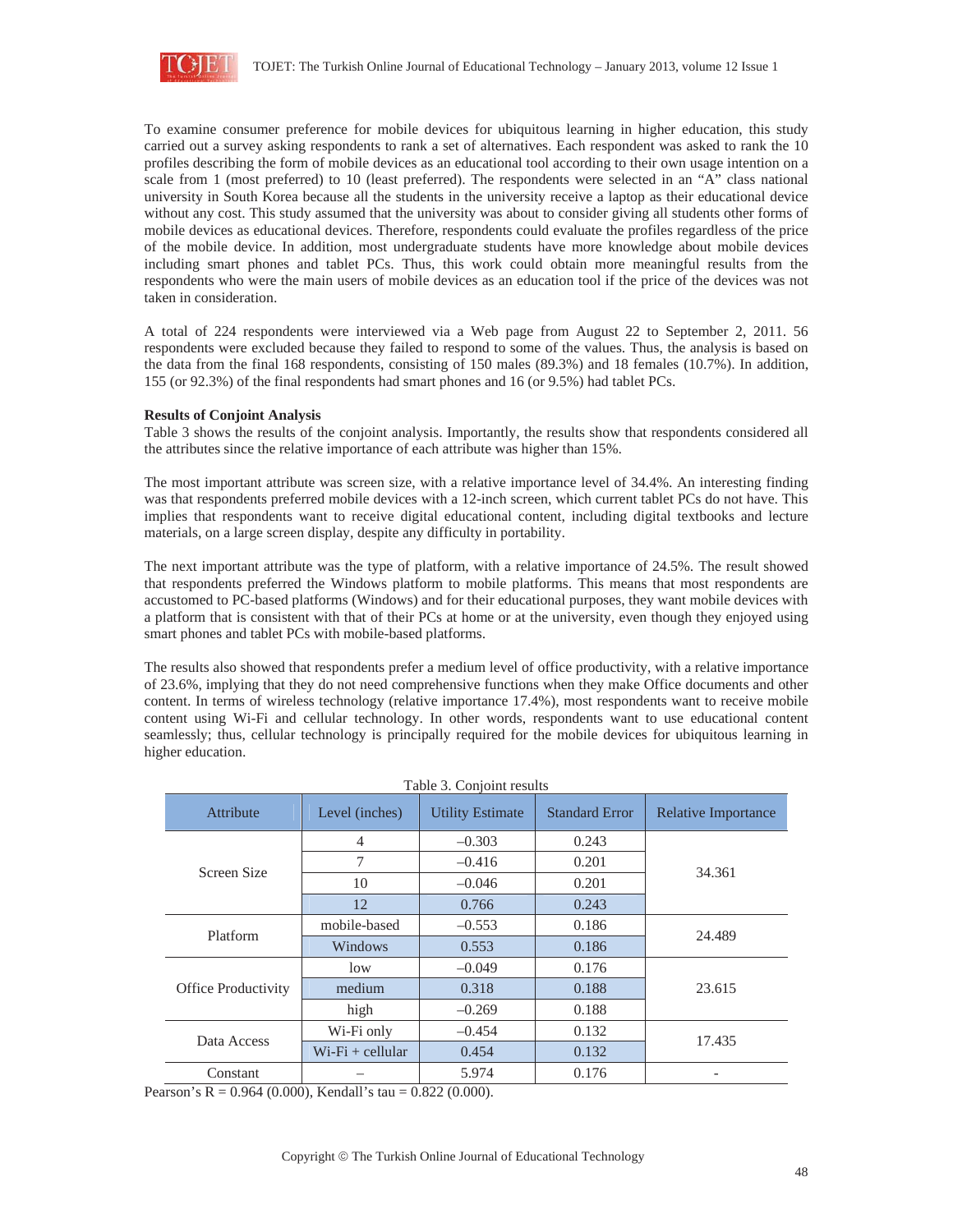To examine consumer preference for mobile devices for ubiquitous learning in higher education, this study carried out a survey asking respondents to rank a set of alternatives. Each respondent was asked to rank the 10 profiles describing the form of mobile devices as an educational tool according to their own usage intention on a scale from 1 (most preferred) to 10 (least preferred). The respondents were selected in an "A" class national university in South Korea because all the students in the university receive a laptop as their educational device without any cost. This study assumed that the university was about to consider giving all students other forms of mobile devices as educational devices. Therefore, respondents could evaluate the profiles regardless of the price of the mobile device. In addition, most undergraduate students have more knowledge about mobile devices including smart phones and tablet PCs. Thus, this work could obtain more meaningful results from the respondents who were the main users of mobile devices as an education tool if the price of the devices was not taken in consideration.

A total of 224 respondents were interviewed via a Web page from August 22 to September 2, 2011. 56 respondents were excluded because they failed to respond to some of the values. Thus, the analysis is based on the data from the final 168 respondents, consisting of 150 males (89.3%) and 18 females (10.7%). In addition, 155 (or 92.3%) of the final respondents had smart phones and 16 (or 9.5%) had tablet PCs.

**Results of Conjoint Analysis**

Table 3 shows the results of the conjoint analysis. Importantly, the results show that respondents considered all the attributes since the relative importance of each attribute was higher than 15%.

The most important attribute was screen size, with a relative importance level of 34.4%. An interesting finding was that respondents preferred mobile devices with a 12-inch screen, which current tablet PCs do not have. This implies that respondents want to receive digital educational content, including digital textbooks and lecture materials, on a large screen display, despite any difficulty in portability.

The next important attribute was the type of platform, with a relative importance of 24.5%. The result showed that respondents preferred the Windows platform to mobile platforms. This means that most respondents are accustomed to PC-based platforms (Windows) and for their educational purposes, they want mobile devices with a platform that is consistent with that of their PCs at home or at the university, even though they enjoyed using smart phones and tablet PCs with mobile-based platforms.

The results also showed that respondents prefer a medium level of office productivity, with a relative importance of 23.6%, implying that they do not need comprehensive functions when they make Office documents and other content. In terms of wireless technology (relative importance 17.4%), most respondents want to receive mobile content using Wi-Fi and cellular technology. In other words, respondents want to use educational content seamlessly; thus, cellular technology is principally required for the mobile devices for ubiquitous learning in higher education.

Table 3. Conjoint results

| Attribute | Level (inches) | Utility Estimate | Standard Error | Relative Importance |
|---|---|---|---|---|
| Screen Size | 4 | –0.303 | 0.243 | 34.361 |
| | 7 | –0.416 | 0.201 | |
| | 10 | –0.046 | 0.201 | |
| | 12 | 0.766 | 0.243 | |
| Platform | mobile-based | –0.553 | 0.186 | 24.489 |
| | Windows | 0.553 | 0.186 | |
| Office Productivity | low | –0.049 | 0.176 | 23.615 |
| | medium | 0.318 | 0.188 | |
| | high | –0.269 | 0.188 | |
| Data Access | Wi-Fi only | –0.454 | 0.132 | 17.435 |
| | Wi-Fi + cellular | 0.454 | 0.132 | |
| Constant | – | 5.974 | 0.176 | - |

Pearson's R = 0.964 (0.000), Kendall's tau = 0.822 (0.000).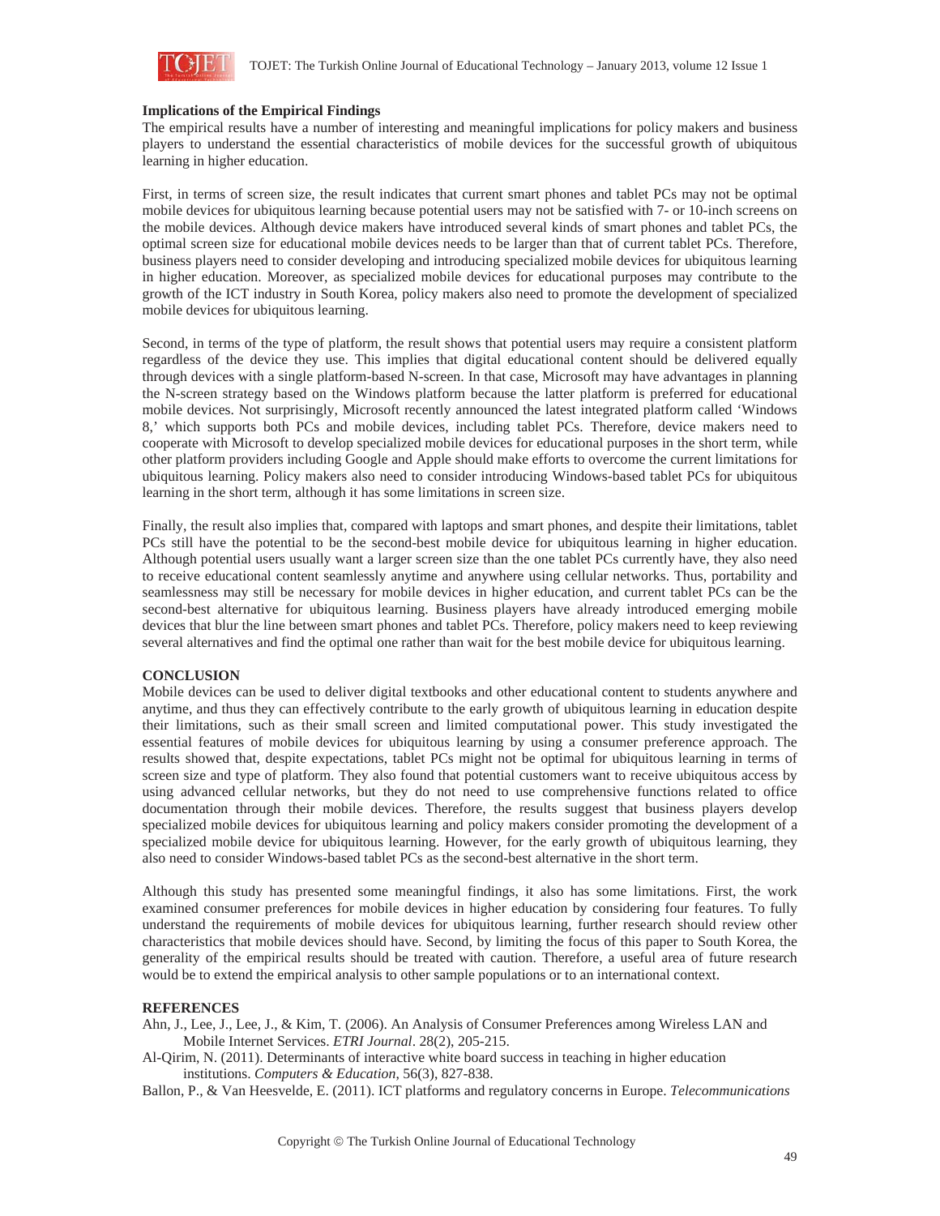**Implications of the Empirical Findings**

The empirical results have a number of interesting and meaningful implications for policy makers and business players to understand the essential characteristics of mobile devices for the successful growth of ubiquitous learning in higher education.

First, in terms of screen size, the result indicates that current smart phones and tablet PCs may not be optimal mobile devices for ubiquitous learning because potential users may not be satisfied with 7- or 10-inch screens on the mobile devices. Although device makers have introduced several kinds of smart phones and tablet PCs, the optimal screen size for educational mobile devices needs to be larger than that of current tablet PCs. Therefore, business players need to consider developing and introducing specialized mobile devices for ubiquitous learning in higher education. Moreover, as specialized mobile devices for educational purposes may contribute to the growth of the ICT industry in South Korea, policy makers also need to promote the development of specialized mobile devices for ubiquitous learning.

Second, in terms of the type of platform, the result shows that potential users may require a consistent platform regardless of the device they use. This implies that digital educational content should be delivered equally through devices with a single platform-based N-screen. In that case, Microsoft may have advantages in planning the N-screen strategy based on the Windows platform because the latter platform is preferred for educational mobile devices. Not surprisingly, Microsoft recently announced the latest integrated platform called 'Windows 8,' which supports both PCs and mobile devices, including tablet PCs. Therefore, device makers need to cooperate with Microsoft to develop specialized mobile devices for educational purposes in the short term, while other platform providers including Google and Apple should make efforts to overcome the current limitations for ubiquitous learning. Policy makers also need to consider introducing Windows-based tablet PCs for ubiquitous learning in the short term, although it has some limitations in screen size.

Finally, the result also implies that, compared with laptops and smart phones, and despite their limitations, tablet PCs still have the potential to be the second-best mobile device for ubiquitous learning in higher education. Although potential users usually want a larger screen size than the one tablet PCs currently have, they also need to receive educational content seamlessly anytime and anywhere using cellular networks. Thus, portability and seamlessness may still be necessary for mobile devices in higher education, and current tablet PCs can be the second-best alternative for ubiquitous learning. Business players have already introduced emerging mobile devices that blur the line between smart phones and tablet PCs. Therefore, policy makers need to keep reviewing several alternatives and find the optimal one rather than wait for the best mobile device for ubiquitous learning.

## CONCLUSION

Mobile devices can be used to deliver digital textbooks and other educational content to students anywhere and anytime, and thus they can effectively contribute to the early growth of ubiquitous learning in education despite their limitations, such as their small screen and limited computational power. This study investigated the essential features of mobile devices for ubiquitous learning by using a consumer preference approach. The results showed that, despite expectations, tablet PCs might not be optimal for ubiquitous learning in terms of screen size and type of platform. They also found that potential customers want to receive ubiquitous access by using advanced cellular networks, but they do not need to use comprehensive functions related to office documentation through their mobile devices. Therefore, the results suggest that business players develop specialized mobile devices for ubiquitous learning and policy makers consider promoting the development of a specialized mobile device for ubiquitous learning. However, for the early growth of ubiquitous learning, they also need to consider Windows-based tablet PCs as the second-best alternative in the short term.

Although this study has presented some meaningful findings, it also has some limitations. First, the work examined consumer preferences for mobile devices in higher education by considering four features. To fully understand the requirements of mobile devices for ubiquitous learning, further research should review other characteristics that mobile devices should have. Second, by limiting the focus of this paper to South Korea, the generality of the empirical results should be treated with caution. Therefore, a useful area of future research would be to extend the empirical analysis to other sample populations or to an international context.

## REFERENCES

Ahn, J., Lee, J., Lee, J., & Kim, T. (2006). An Analysis of Consumer Preferences among Wireless LAN and Mobile Internet Services. *ETRI Journal*. 28(2), 205-215.

Al-Qirim, N. (2011). Determinants of interactive white board success in teaching in higher education institutions. *Computers & Education*, 56(3), 827-838.

Ballon, P., & Van Heesvelde, E. (2011). ICT platforms and regulatory concerns in Europe. *Telecommunications*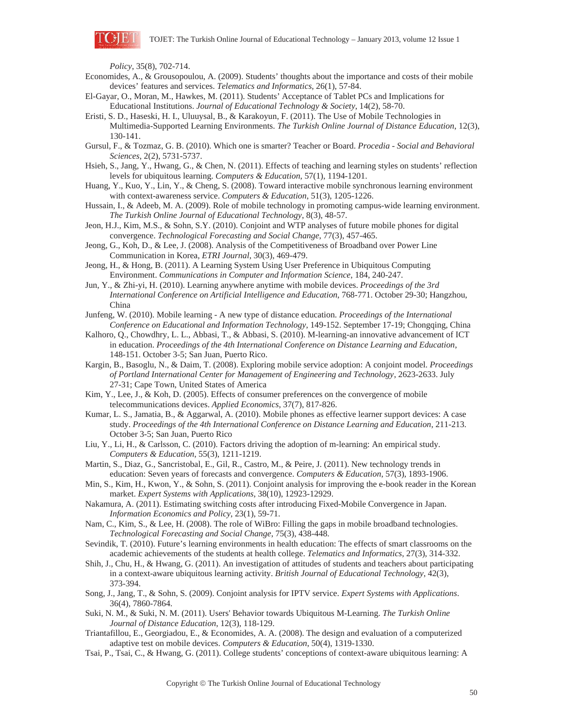*Policy*, 35(8), 702-714.

Economides, A., & Grousopoulou, A. (2009). Students' thoughts about the importance and costs of their mobile devices' features and services. *Telematics and Informatics*, 26(1), 57-84.

El-Gayar, O., Moran, M., Hawkes, M. (2011). Students' Acceptance of Tablet PCs and Implications for Educational Institutions. *Journal of Educational Technology & Society*, 14(2), 58-70.

Eristi, S. D., Haseski, H. I., Uluuysal, B., & Karakoyun, F. (2011). The Use of Mobile Technologies in Multimedia-Supported Learning Environments. *The Turkish Online Journal of Distance Education*, 12(3), 130-141.

Gursul, F., & Tozmaz, G. B. (2010). Which one is smarter? Teacher or Board. *Procedia - Social and Behavioral Sciences*, 2(2), 5731-5737.

Hsieh, S., Jang, Y., Hwang, G., & Chen, N. (2011). Effects of teaching and learning styles on students' reflection levels for ubiquitous learning. *Computers & Education*, 57(1), 1194-1201.

Huang, Y., Kuo, Y., Lin, Y., & Cheng, S. (2008). Toward interactive mobile synchronous learning environment with context-awareness service. *Computers & Education*, 51(3), 1205-1226.

Hussain, I., & Adeeb, M. A. (2009). Role of mobile technology in promoting campus-wide learning environment. *The Turkish Online Journal of Educational Technology*, 8(3), 48-57.

Jeon, H.J., Kim, M.S., & Sohn, S.Y. (2010). Conjoint and WTP analyses of future mobile phones for digital convergence. *Technological Forecasting and Social Change*, 77(3), 457-465.

Jeong, G., Koh, D., & Lee, J. (2008). Analysis of the Competitiveness of Broadband over Power Line Communication in Korea, *ETRI Journal*, 30(3), 469-479.

Jeong, H., & Hong, B. (2011). A Learning System Using User Preference in Ubiquitous Computing Environment. *Communications in Computer and Information Science*, 184, 240-247.

Jun, Y., & Zhi-yi, H. (2010). Learning anywhere anytime with mobile devices. *Proceedings of the 3rd International Conference on Artificial Intelligence and Education*, 768-771. October 29-30; Hangzhou, China

Junfeng, W. (2010). Mobile learning - A new type of distance education. *Proceedings of the International Conference on Educational and Information Technology*, 149-152. September 17-19; Chongqing, China

Kalhoro, Q., Chowdhry, L. L., Abbasi, T., & Abbasi, S. (2010). M-learning-an innovative advancement of ICT in education. *Proceedings of the 4th International Conference on Distance Learning and Education*, 148-151. October 3-5; San Juan, Puerto Rico.

Kargin, B., Basoglu, N., & Daim, T. (2008). Exploring mobile service adoption: A conjoint model. *Proceedings of Portland International Center for Management of Engineering and Technology*, 2623-2633. July 27-31; Cape Town, United States of America

Kim, Y., Lee, J., & Koh, D. (2005). Effects of consumer preferences on the convergence of mobile telecommunications devices. *Applied Economics*, 37(7), 817-826.

Kumar, L. S., Jamatia, B., & Aggarwal, A. (2010). Mobile phones as effective learner support devices: A case study. *Proceedings of the 4th International Conference on Distance Learning and Education*, 211-213. October 3-5; San Juan, Puerto Rico

Liu, Y., Li, H., & Carlsson, C. (2010). Factors driving the adoption of m-learning: An empirical study. *Computers & Education*, 55(3), 1211-1219.

Martin, S., Diaz, G., Sancristobal, E., Gil, R., Castro, M., & Peire, J. (2011). New technology trends in education: Seven years of forecasts and convergence. *Computers & Education*, 57(3), 1893-1906.

Min, S., Kim, H., Kwon, Y., & Sohn, S. (2011). Conjoint analysis for improving the e-book reader in the Korean market. *Expert Systems with Applications*, 38(10), 12923-12929.

Nakamura, A. (2011). Estimating switching costs after introducing Fixed-Mobile Convergence in Japan. *Information Economics and Policy*, 23(1), 59-71.

Nam, C., Kim, S., & Lee, H. (2008). The role of WiBro: Filling the gaps in mobile broadband technologies. *Technological Forecasting and Social Change*, 75(3), 438-448.

Sevindik, T. (2010). Future's learning environments in health education: The effects of smart classrooms on the academic achievements of the students at health college. *Telematics and Informatics*, 27(3), 314-332.

Shih, J., Chu, H., & Hwang, G. (2011). An investigation of attitudes of students and teachers about participating in a context-aware ubiquitous learning activity. *British Journal of Educational Technology*, 42(3), 373-394.

Song, J., Jang, T., & Sohn, S. (2009). Conjoint analysis for IPTV service. *Expert Systems with Applications*. 36(4), 7860-7864.

Suki, N. M., & Suki, N. M. (2011). Users' Behavior towards Ubiquitous M-Learning. *The Turkish Online Journal of Distance Education*, 12(3), 118-129.

Triantafillou, E., Georgiadou, E., & Economides, A. A. (2008). The design and evaluation of a computerized adaptive test on mobile devices. *Computers & Education*, 50(4), 1319-1330.

Tsai, P., Tsai, C., & Hwang, G. (2011). College students' conceptions of context-aware ubiquitous learning: A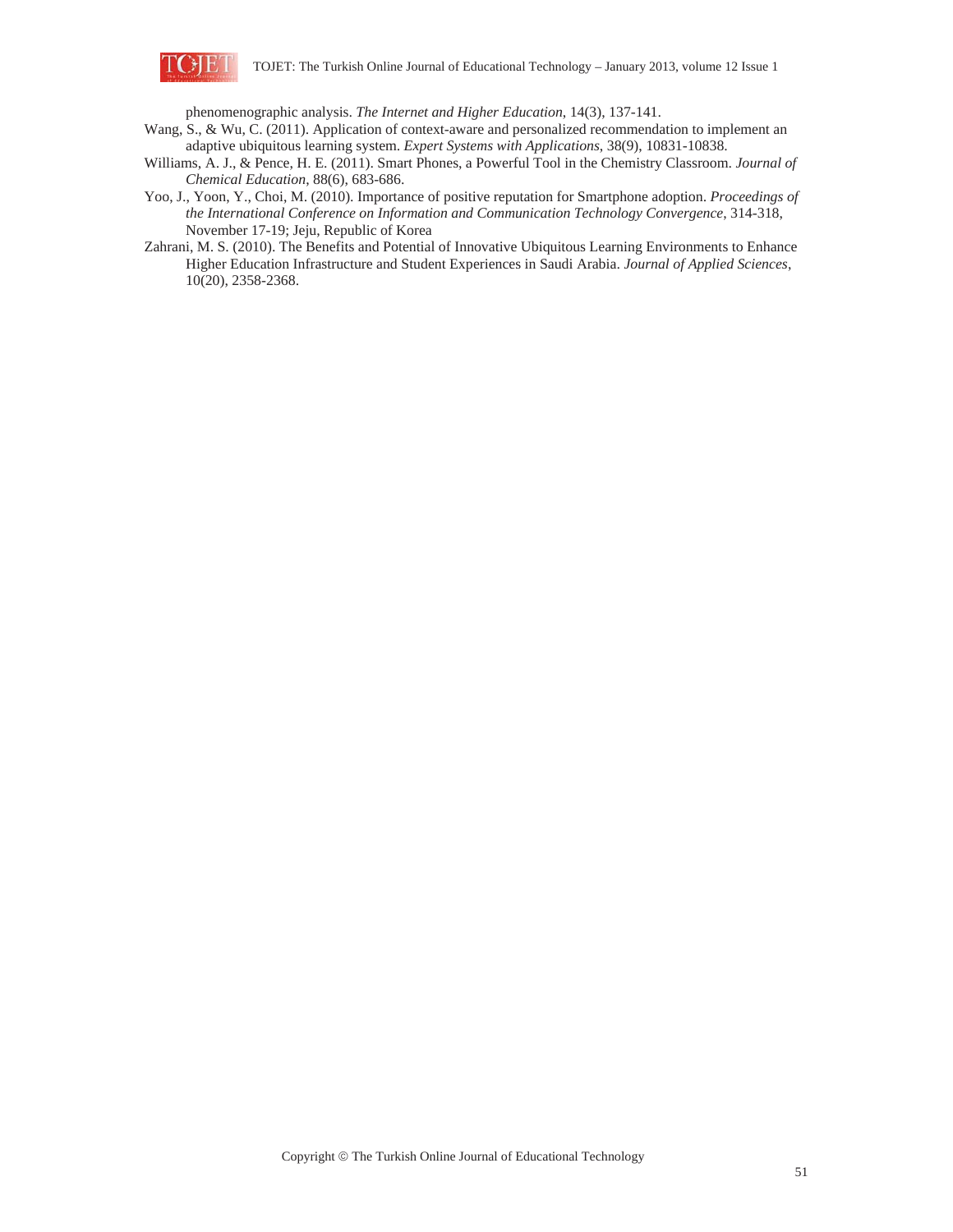phenomenographic analysis. *The Internet and Higher Education*, 14(3), 137-141.

Wang, S., & Wu, C. (2011). Application of context-aware and personalized recommendation to implement an adaptive ubiquitous learning system. *Expert Systems with Applications*, 38(9), 10831-10838.

Williams, A. J., & Pence, H. E. (2011). Smart Phones, a Powerful Tool in the Chemistry Classroom. *Journal of Chemical Education*, 88(6), 683-686.

Yoo, J., Yoon, Y., Choi, M. (2010). Importance of positive reputation for Smartphone adoption. *Proceedings of the International Conference on Information and Communication Technology Convergence*, 314-318, November 17-19; Jeju, Republic of Korea

Zahrani, M. S. (2010). The Benefits and Potential of Innovative Ubiquitous Learning Environments to Enhance Higher Education Infrastructure and Student Experiences in Saudi Arabia. *Journal of Applied Sciences*, 10(20), 2358-2368.